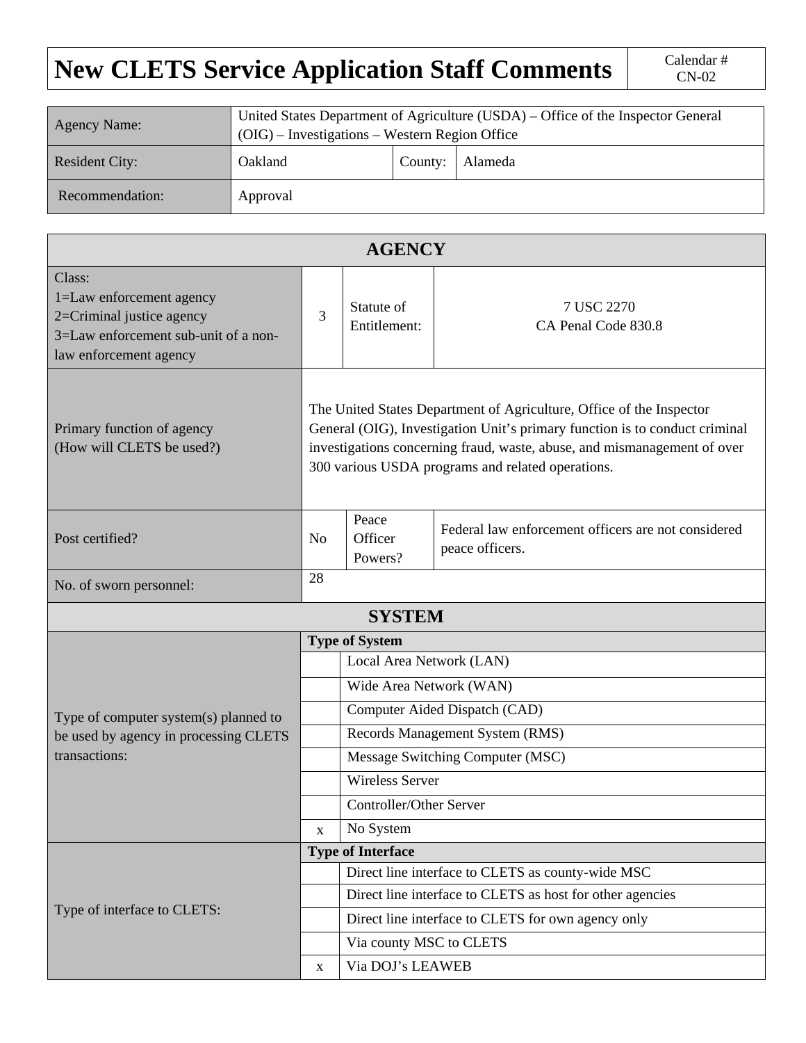# New CLETS Service Application Staff Comments

Calendar # CN-02

| Agency Name: | United States Department of Agriculture (USDA) – Office of the Inspector General (OIG) – Investigations – Western Region Office | | |
|---|---|---|---|
| Resident City: | Oakland | County: | Alameda |
| Recommendation: | Approval | | |

## AGENCY

| Class:<br>1=Law enforcement agency<br>2=Criminal justice agency<br>3=Law enforcement sub-unit of a non-law enforcement agency | 3 | Statute of Entitlement: | 7 USC 2270<br>CA Penal Code 830.8 |
|---|---|---|---|
| Primary function of agency (How will CLETS be used?) | The United States Department of Agriculture, Office of the Inspector General (OIG), Investigation Unit's primary function is to conduct criminal investigations concerning fraud, waste, abuse, and mismanagement of over 300 various USDA programs and related operations. | | |
| Post certified? | No | Peace Officer Powers? | Federal law enforcement officers are not considered peace officers. |
| No. of sworn personnel: | 28 | | |

## SYSTEM

| | | Type of System |
|---|---|---|
| Type of computer system(s) planned to be used by agency in processing CLETS transactions: | | Local Area Network (LAN) |
| | | Wide Area Network (WAN) |
| | | Computer Aided Dispatch (CAD) |
| | | Records Management System (RMS) |
| | | Message Switching Computer (MSC) |
| | | Wireless Server |
| | | Controller/Other Server |
| | x | No System |

| | | Type of Interface |
|---|---|---|
| Type of interface to CLETS: | | Direct line interface to CLETS as county-wide MSC |
| | | Direct line interface to CLETS as host for other agencies |
| | | Direct line interface to CLETS for own agency only |
| | | Via county MSC to CLETS |
| | x | Via DOJ's LEAWEB |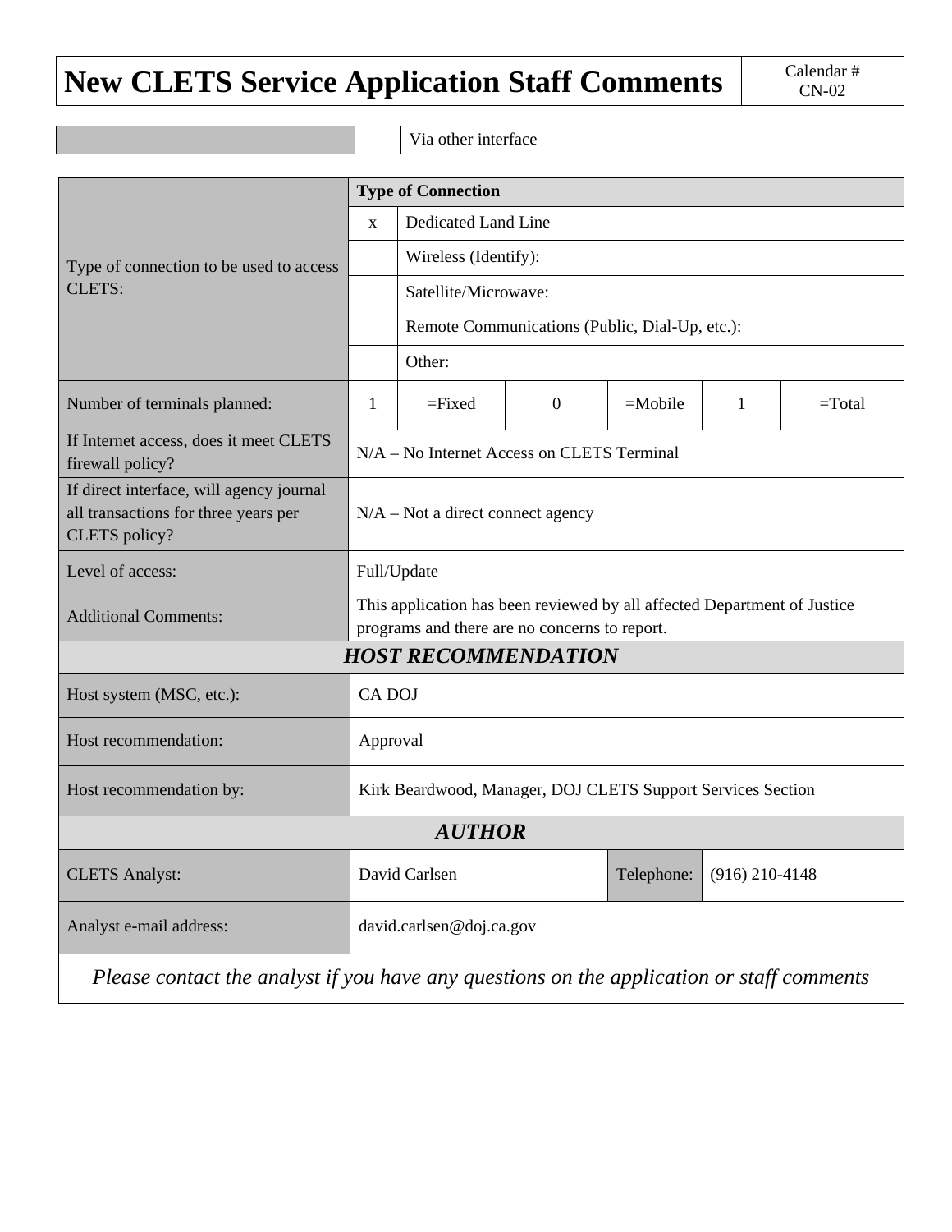# New CLETS Service Application Staff Comments

Calendar # CN-02

| | | |
|---|---|---|
| | | Via other interface |

| | | | | | | |
|---|---|---|---|---|---|---|
| Type of connection to be used to access CLETS: | **Type of Connection** | | | | | |
| | x | Dedicated Land Line | | | | |
| | | Wireless (Identify): | | | | |
| | | Satellite/Microwave: | | | | |
| | | Remote Communications (Public, Dial-Up, etc.): | | | | |
| | | Other: | | | | |
| Number of terminals planned: | 1 | =Fixed | 0 | =Mobile | 1 | =Total |
| If Internet access, does it meet CLETS firewall policy? | N/A – No Internet Access on CLETS Terminal | | | | | |
| If direct interface, will agency journal all transactions for three years per CLETS policy? | N/A – Not a direct connect agency | | | | | |
| Level of access: | Full/Update | | | | | |
| Additional Comments: | This application has been reviewed by all affected Department of Justice programs and there are no concerns to report. | | | | | |

## *HOST RECOMMENDATION*

| | |
|---|---|
| Host system (MSC, etc.): | CA DOJ |
| Host recommendation: | Approval |
| Host recommendation by: | Kirk Beardwood, Manager, DOJ CLETS Support Services Section |

## *AUTHOR*

| | | | |
|---|---|---|---|
| CLETS Analyst: | David Carlsen | Telephone: | (916) 210-4148 |
| Analyst e-mail address: | david.carlsen@doj.ca.gov | | |

*Please contact the analyst if you have any questions on the application or staff comments*